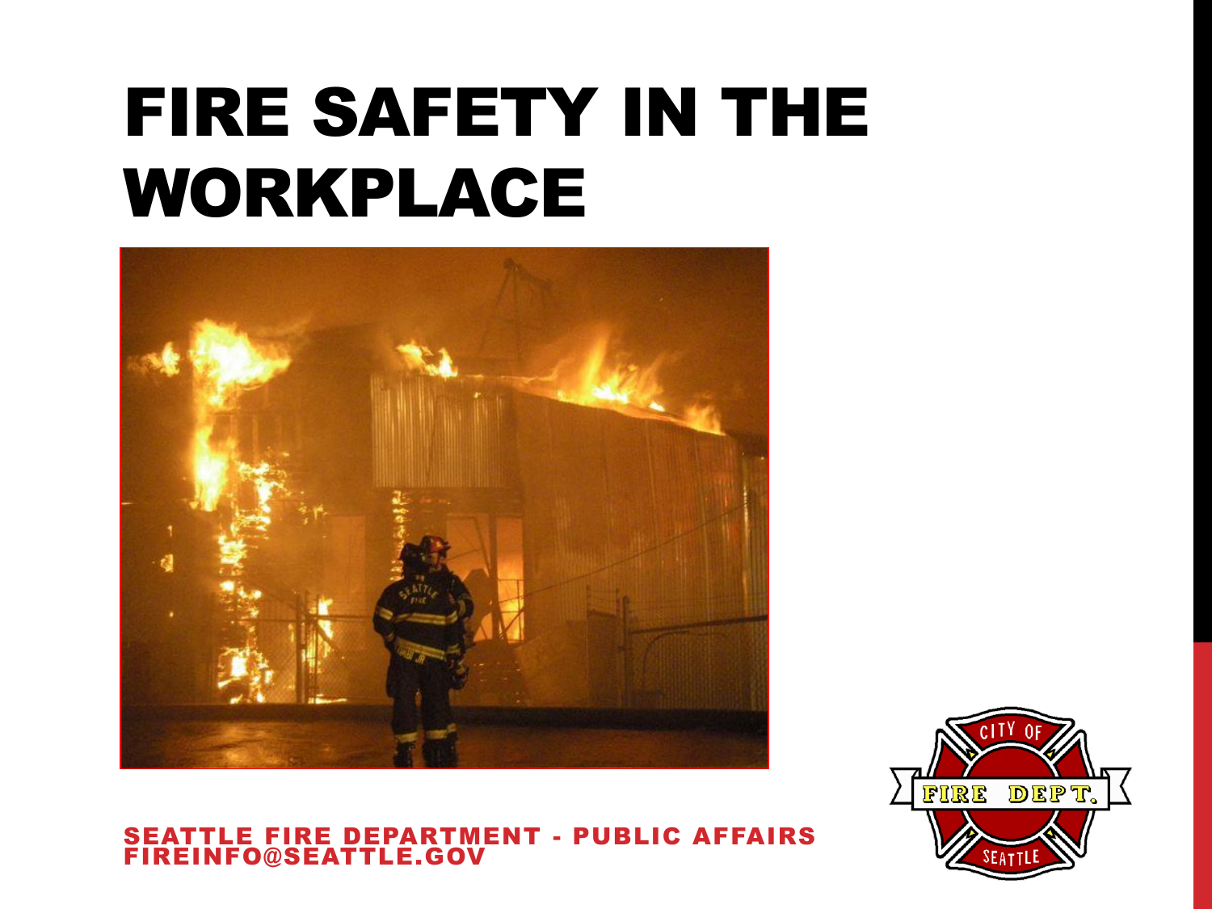# FIRE SAFETY IN THE WORKPLACE

SEATTLE FIRE DEPARTMENT - PUBLIC AFFAIRS
FIREINFO@SEATTLE.GOV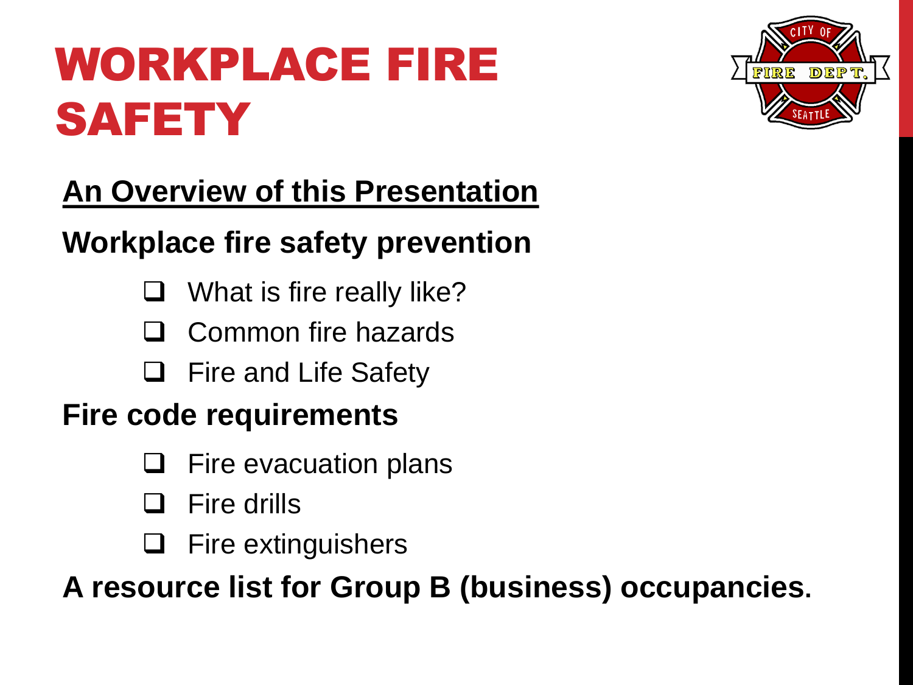# WORKPLACE FIRE SAFETY

**<u>An Overview of this Presentation</u>**

**Workplace fire safety prevention**

- ❑ What is fire really like?
- ❑ Common fire hazards
- ❑ Fire and Life Safety

**Fire code requirements**

- ❑ Fire evacuation plans
- ❑ Fire drills
- ❑ Fire extinguishers

**A resource list for Group B (business) occupancies.**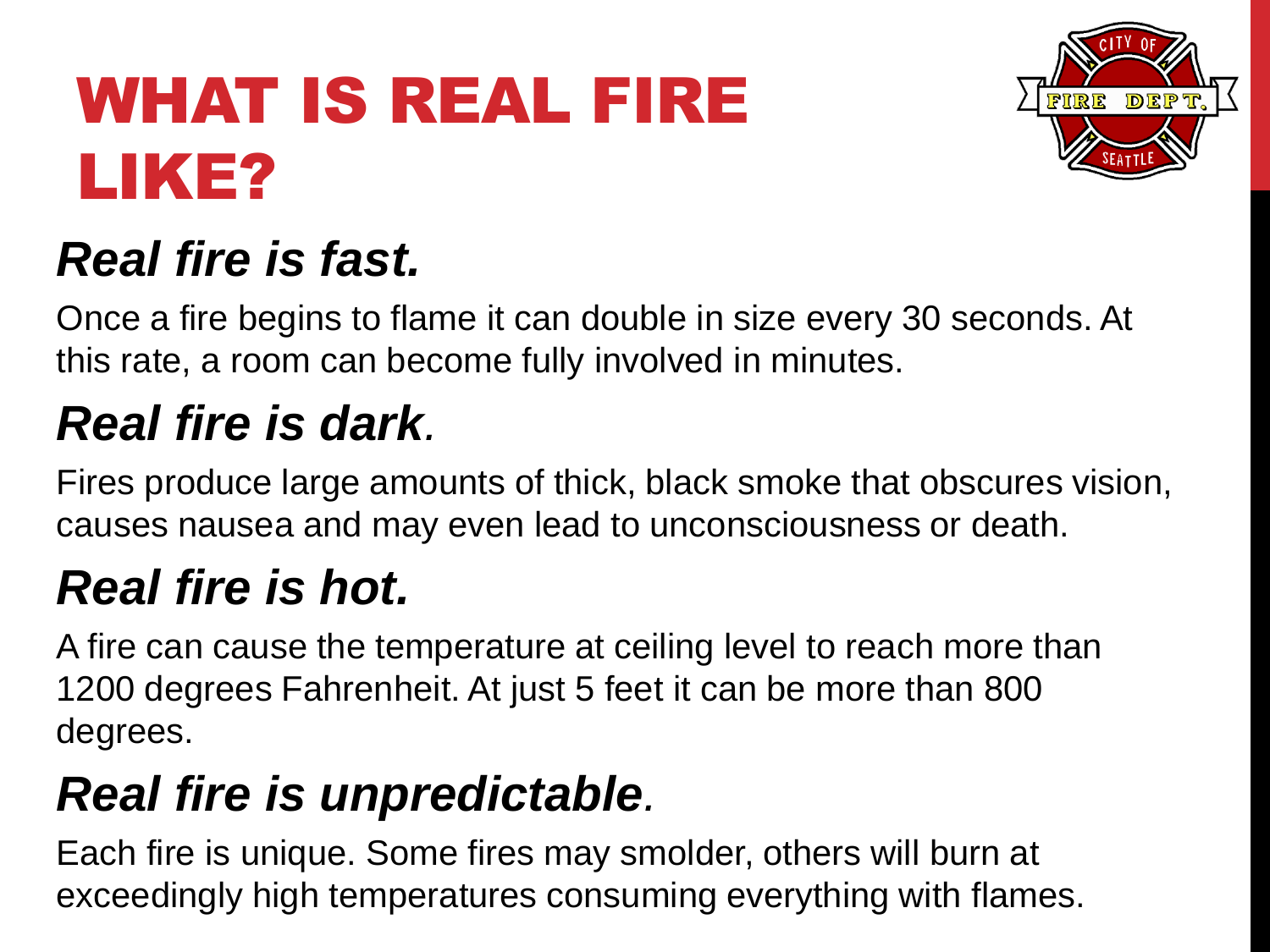# WHAT IS REAL FIRE LIKE?

## *Real fire is fast.*

Once a fire begins to flame it can double in size every 30 seconds. At this rate, a room can become fully involved in minutes.

## *Real fire is dark.*

Fires produce large amounts of thick, black smoke that obscures vision, causes nausea and may even lead to unconsciousness or death.

## *Real fire is hot.*

A fire can cause the temperature at ceiling level to reach more than 1200 degrees Fahrenheit. At just 5 feet it can be more than 800 degrees.

## *Real fire is unpredictable.*

Each fire is unique. Some fires may smolder, others will burn at exceedingly high temperatures consuming everything with flames.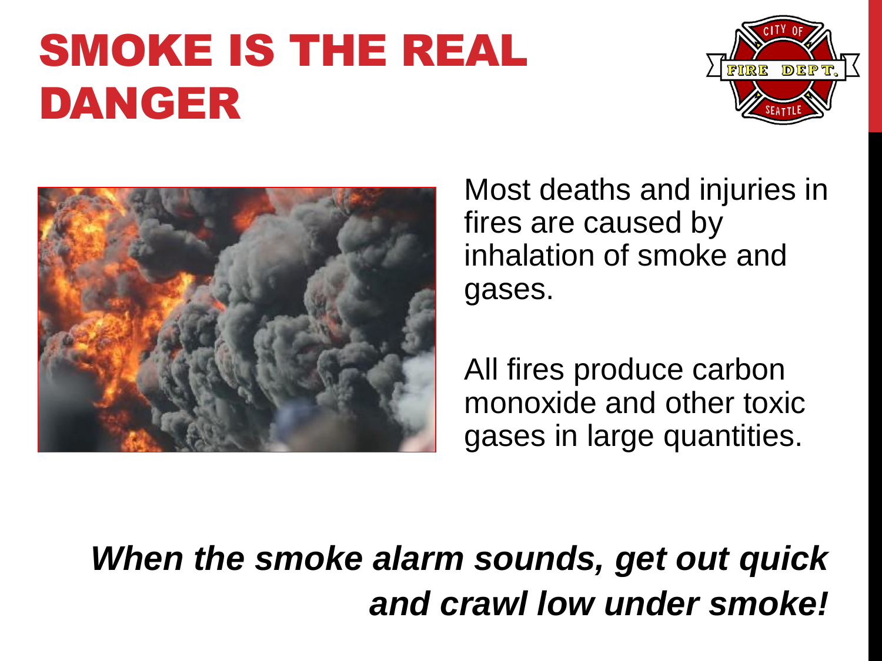# SMOKE IS THE REAL DANGER

Most deaths and injuries in fires are caused by inhalation of smoke and gases.

All fires produce carbon monoxide and other toxic gases in large quantities.

***When the smoke alarm sounds, get out quick and crawl low under smoke!***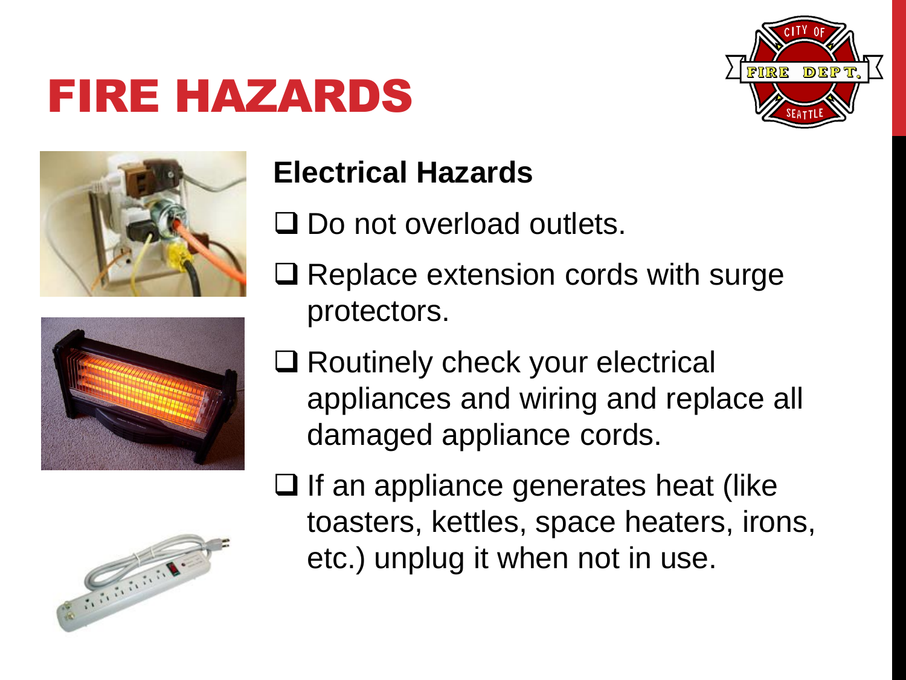# FIRE HAZARDS

**Electrical Hazards**

- ❑ Do not overload outlets.
- ❑ Replace extension cords with surge protectors.
- ❑ Routinely check your electrical appliances and wiring and replace all damaged appliance cords.
- ❑ If an appliance generates heat (like toasters, kettles, space heaters, irons, etc.) unplug it when not in use.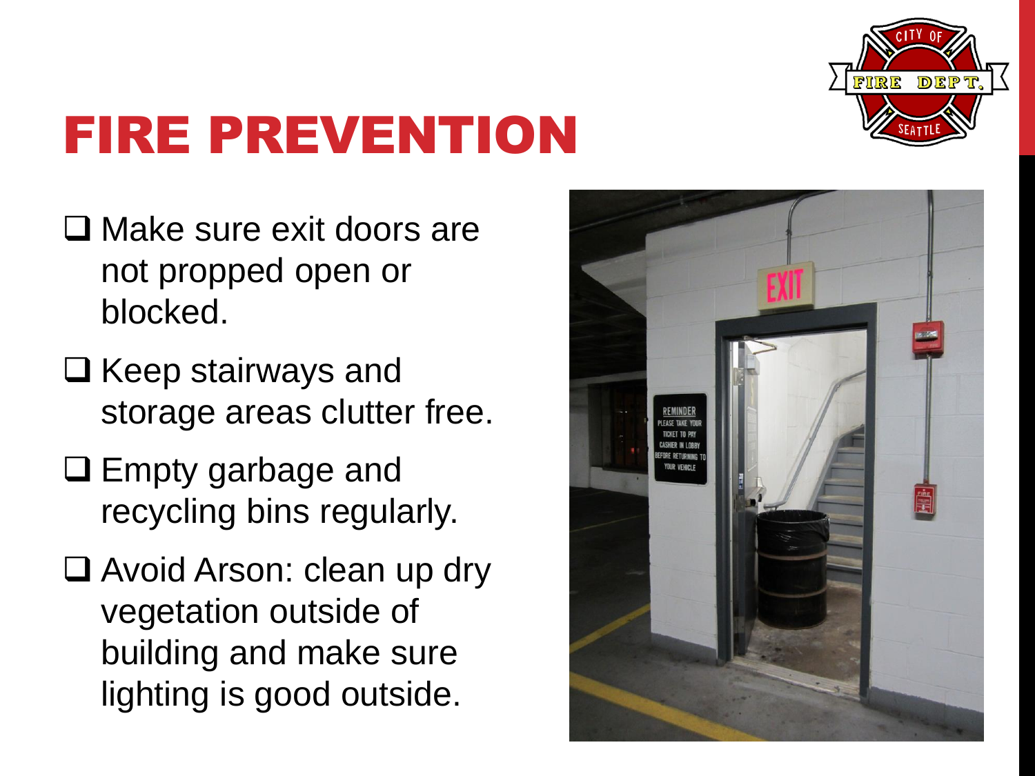# FIRE PREVENTION

- Make sure exit doors are not propped open or blocked.
- Keep stairways and storage areas clutter free.
- Empty garbage and recycling bins regularly.
- Avoid Arson: clean up dry vegetation outside of building and make sure lighting is good outside.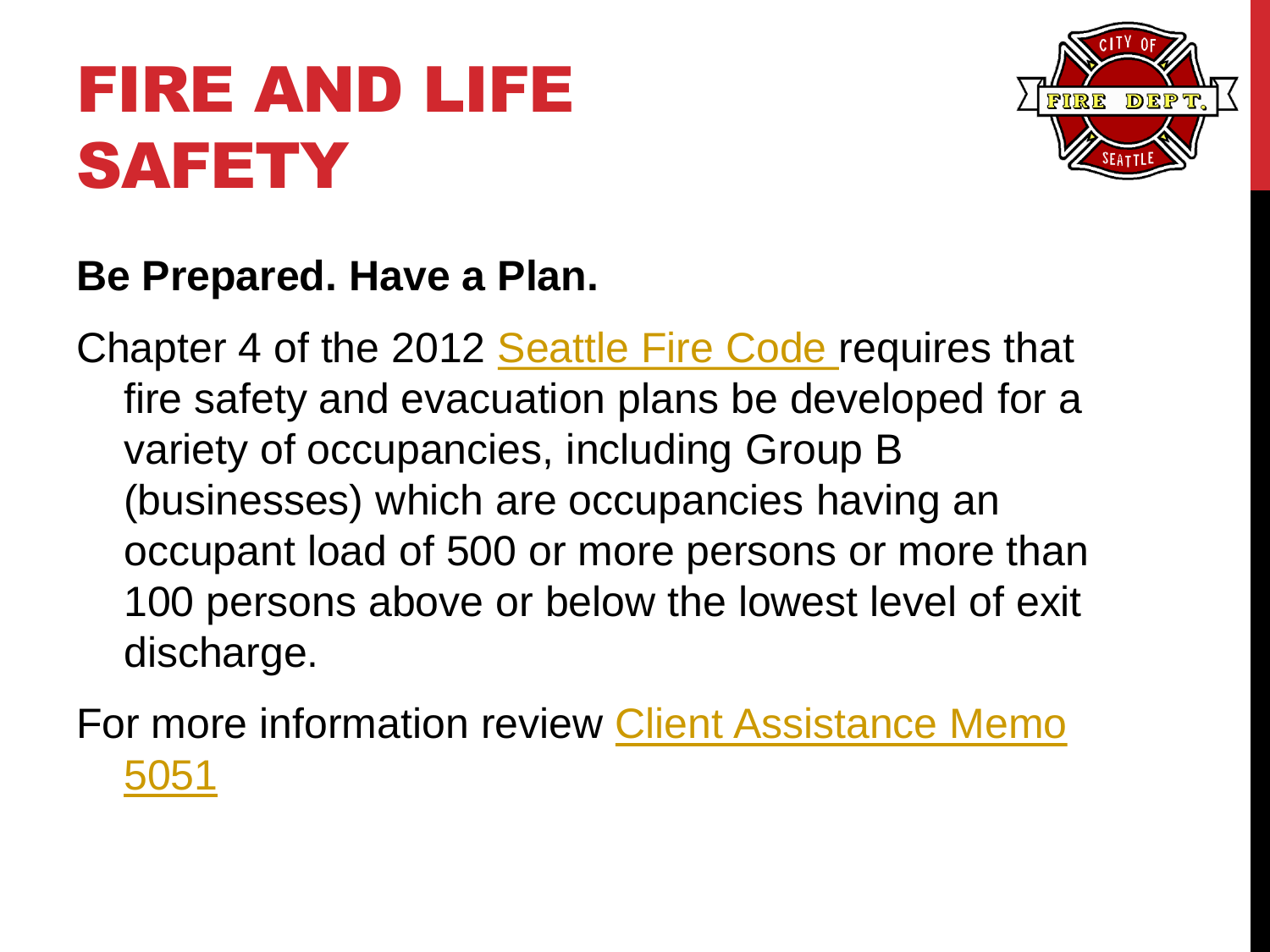# FIRE AND LIFE SAFETY

**Be Prepared. Have a Plan.**

Chapter 4 of the 2012 Seattle Fire Code requires that fire safety and evacuation plans be developed for a variety of occupancies, including Group B (businesses) which are occupancies having an occupant load of 500 or more persons or more than 100 persons above or below the lowest level of exit discharge.

For more information review Client Assistance Memo 5051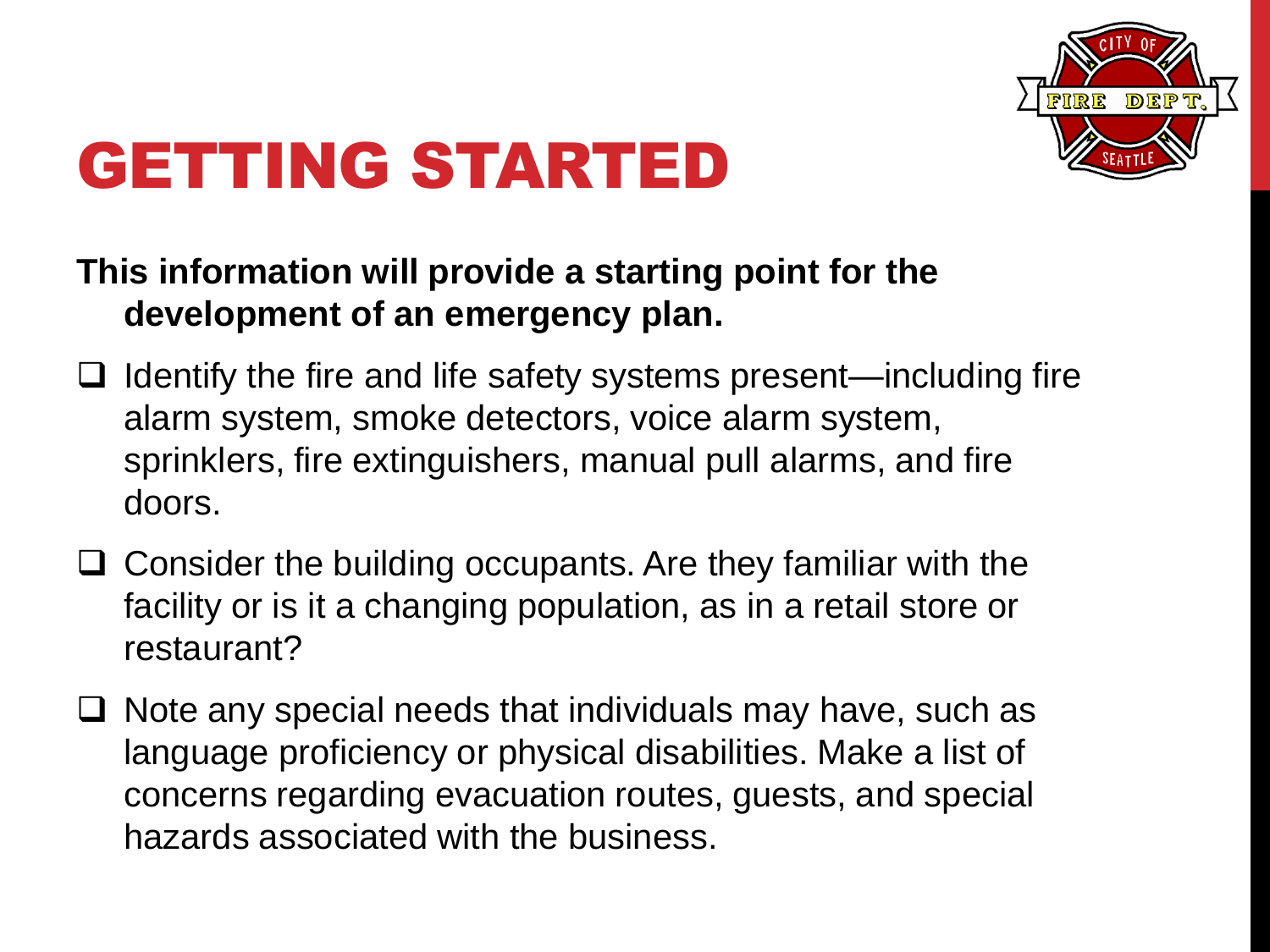# GETTING STARTED

**This information will provide a starting point for the development of an emergency plan.**

- Identify the fire and life safety systems present—including fire alarm system, smoke detectors, voice alarm system, sprinklers, fire extinguishers, manual pull alarms, and fire doors.
- Consider the building occupants. Are they familiar with the facility or is it a changing population, as in a retail store or restaurant?
- Note any special needs that individuals may have, such as language proficiency or physical disabilities. Make a list of concerns regarding evacuation routes, guests, and special hazards associated with the business.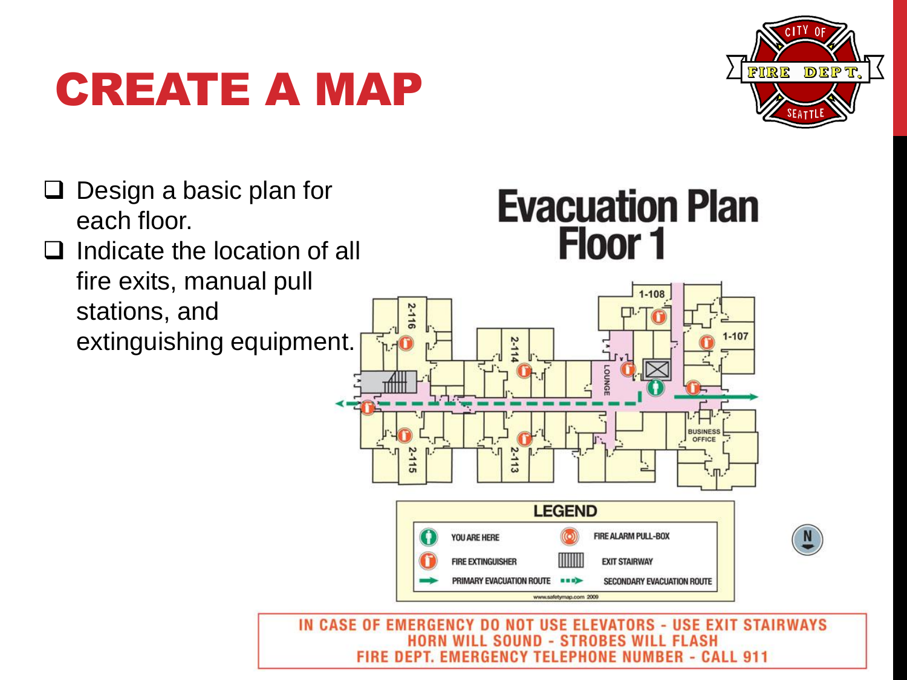# CREATE A MAP

- Design a basic plan for each floor.
- Indicate the location of all fire exits, manual pull stations, and extinguishing equipment.

## Evacuation Plan Floor 1

**LEGEND**

- YOU ARE HERE
- FIRE ALARM PULL-BOX
- FIRE EXTINGUISHER
- EXIT STAIRWAY
- PRIMARY EVACUATION ROUTE
- SECONDARY EVACUATION ROUTE

www.safetymap.com 2009

IN CASE OF EMERGENCY DO NOT USE ELEVATORS - USE EXIT STAIRWAYS
HORN WILL SOUND - STROBES WILL FLASH
FIRE DEPT. EMERGENCY TELEPHONE NUMBER - CALL 911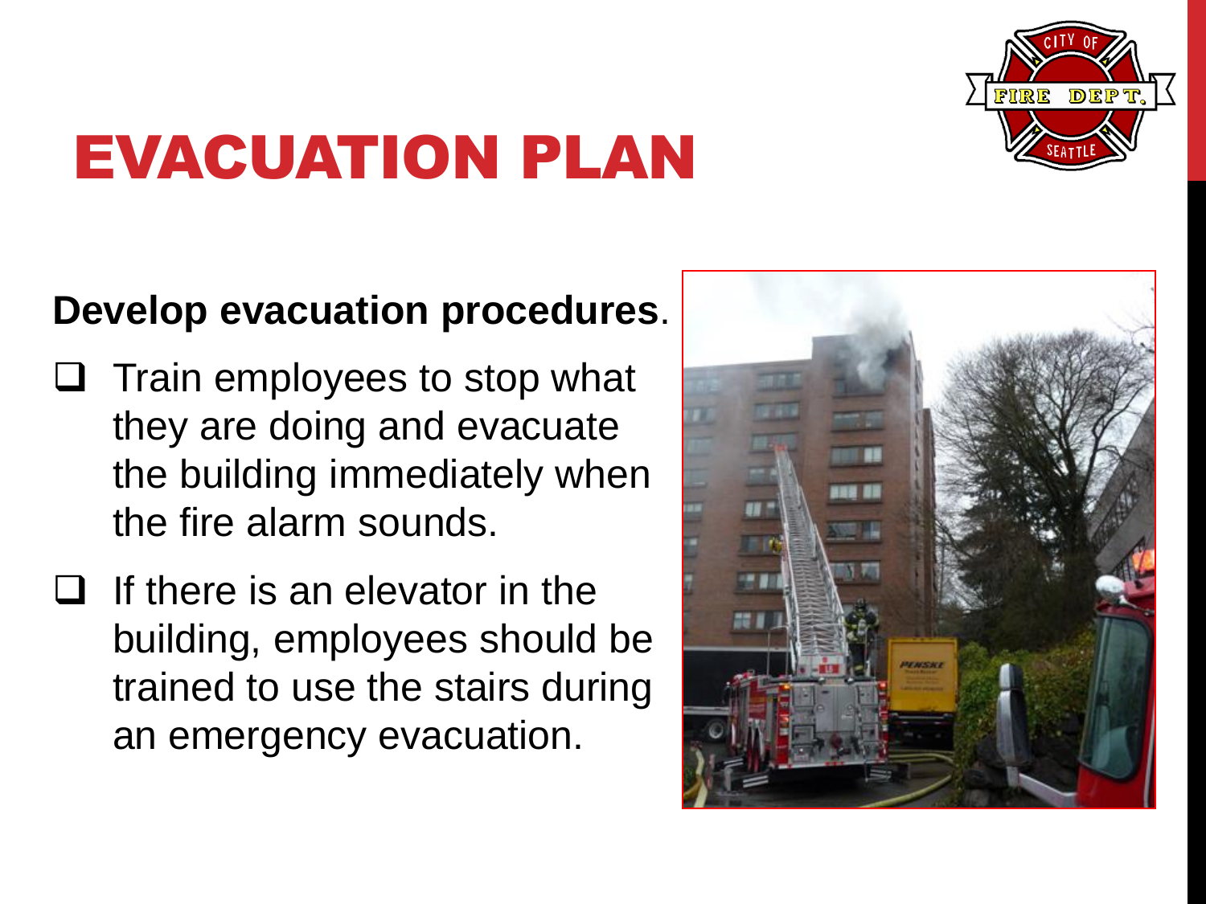# EVACUATION PLAN

**Develop evacuation procedures**.

- Train employees to stop what they are doing and evacuate the building immediately when the fire alarm sounds.
- If there is an elevator in the building, employees should be trained to use the stairs during an emergency evacuation.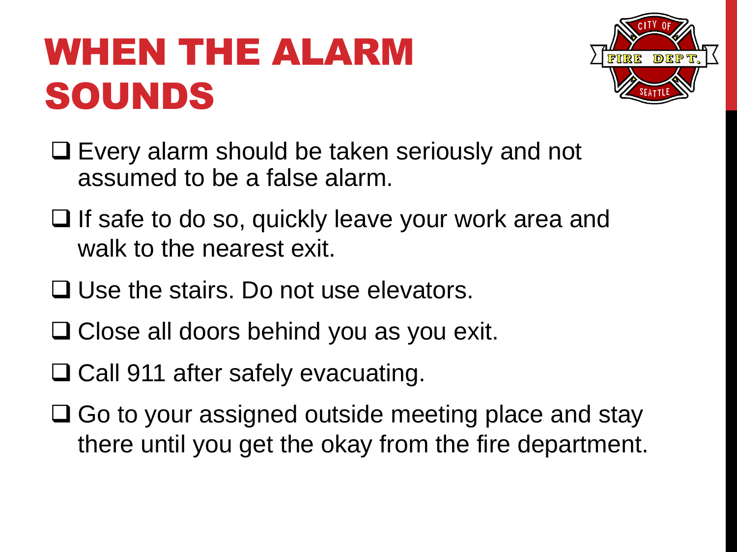# WHEN THE ALARM SOUNDS

- Every alarm should be taken seriously and not assumed to be a false alarm.
- If safe to do so, quickly leave your work area and walk to the nearest exit.
- Use the stairs. Do not use elevators.
- Close all doors behind you as you exit.
- Call 911 after safely evacuating.
- Go to your assigned outside meeting place and stay there until you get the okay from the fire department.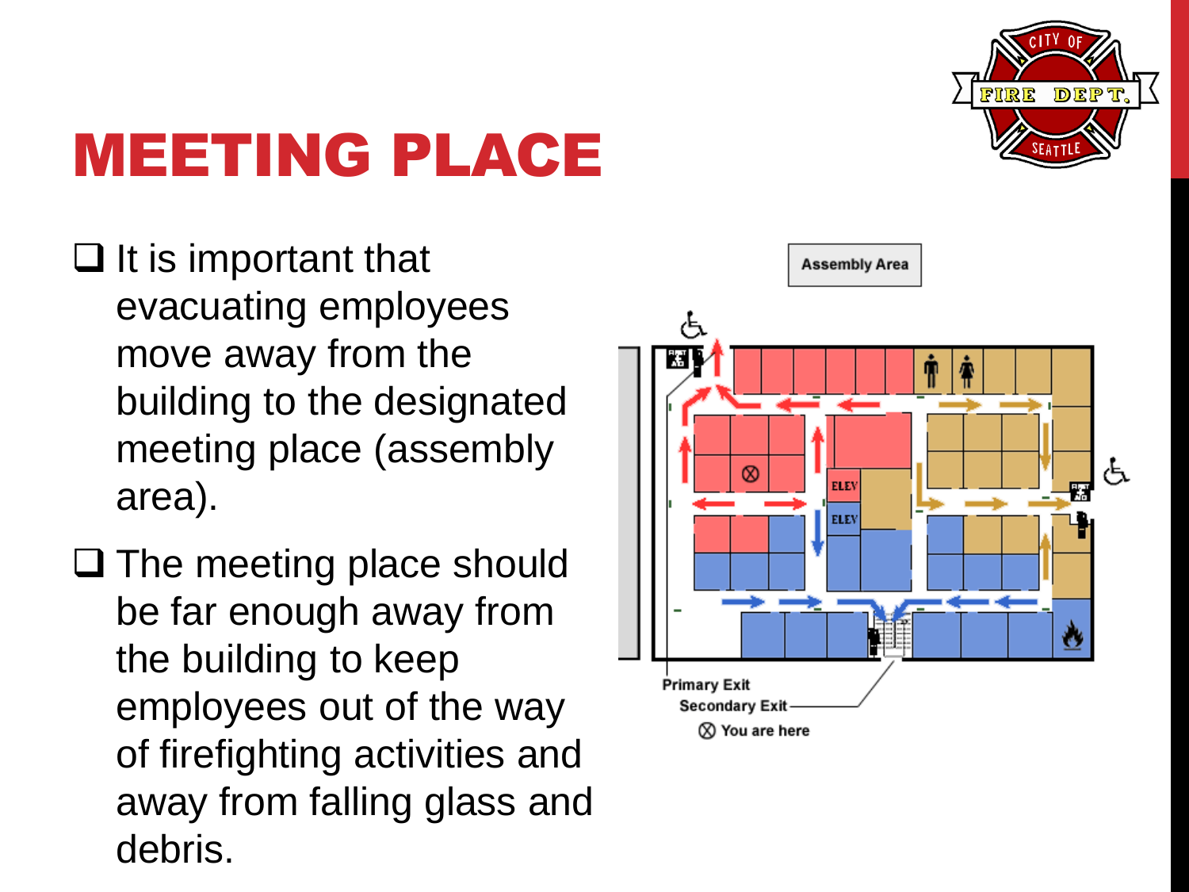# MEETING PLACE

- It is important that evacuating employees move away from the building to the designated meeting place (assembly area).
- The meeting place should be far enough away from the building to keep employees out of the way of firefighting activities and away from falling glass and debris.

Assembly Area

Primary Exit
Secondary Exit
⊗ You are here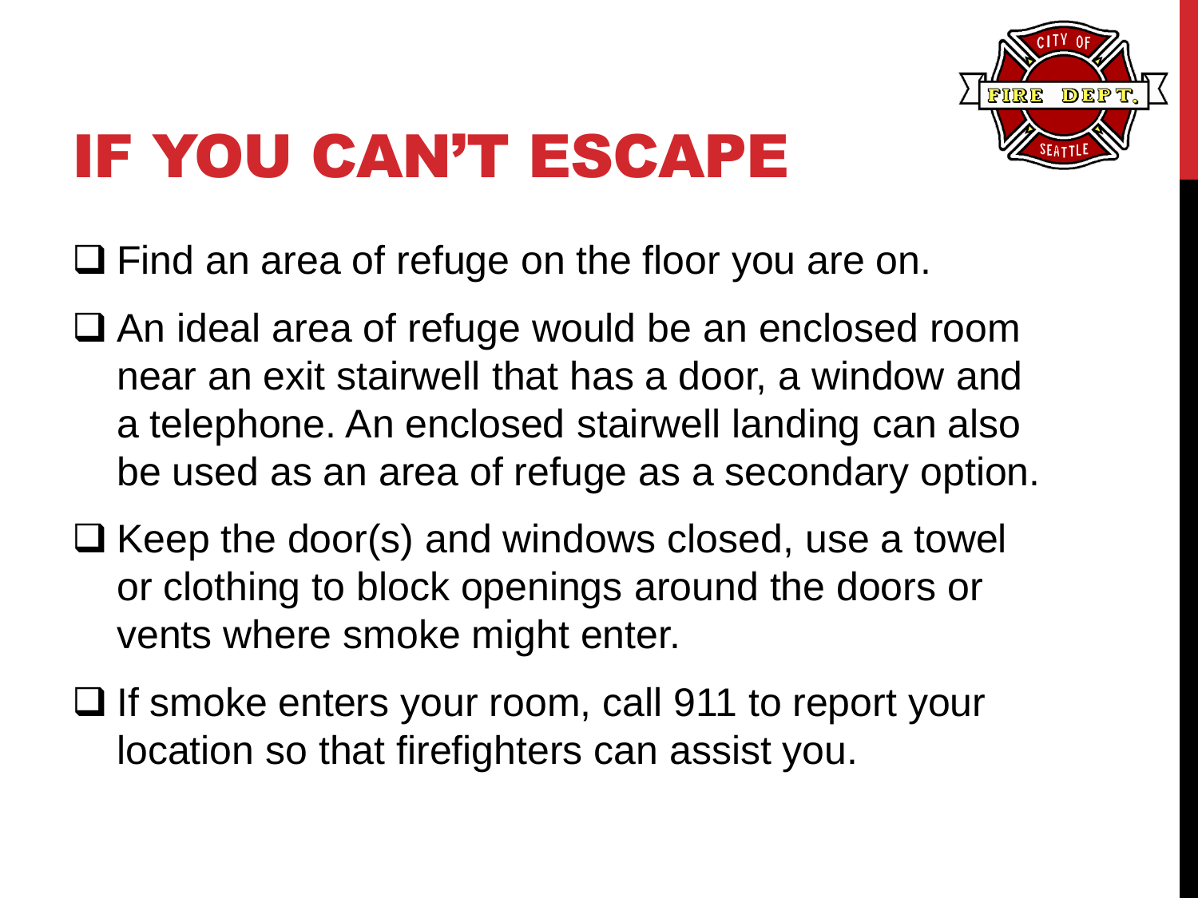# IF YOU CAN'T ESCAPE

- Find an area of refuge on the floor you are on.
- An ideal area of refuge would be an enclosed room near an exit stairwell that has a door, a window and a telephone. An enclosed stairwell landing can also be used as an area of refuge as a secondary option.
- Keep the door(s) and windows closed, use a towel or clothing to block openings around the doors or vents where smoke might enter.
- If smoke enters your room, call 911 to report your location so that firefighters can assist you.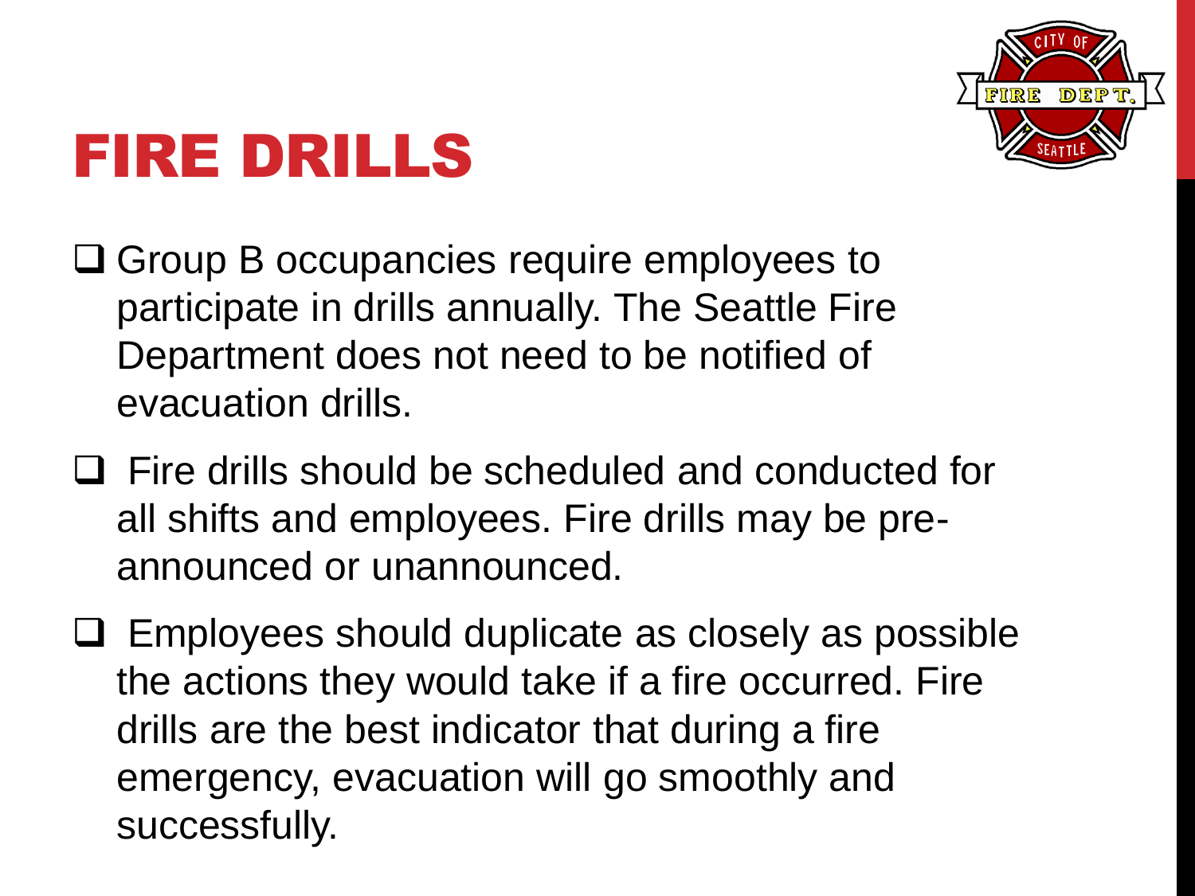# FIRE DRILLS

- Group B occupancies require employees to participate in drills annually. The Seattle Fire Department does not need to be notified of evacuation drills.
- Fire drills should be scheduled and conducted for all shifts and employees. Fire drills may be pre-announced or unannounced.
- Employees should duplicate as closely as possible the actions they would take if a fire occurred. Fire drills are the best indicator that during a fire emergency, evacuation will go smoothly and successfully.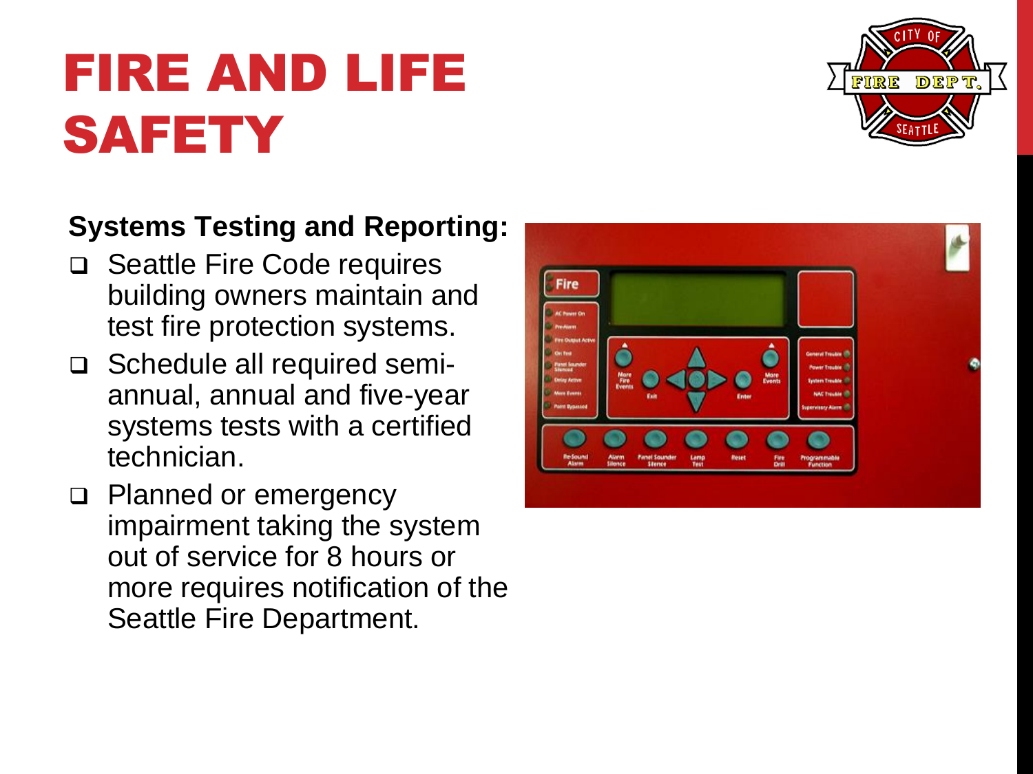# FIRE AND LIFE SAFETY

**Systems Testing and Reporting:**

- Seattle Fire Code requires building owners maintain and test fire protection systems.
- Schedule all required semi-annual, annual and five-year systems tests with a certified technician.
- Planned or emergency impairment taking the system out of service for 8 hours or more requires notification of the Seattle Fire Department.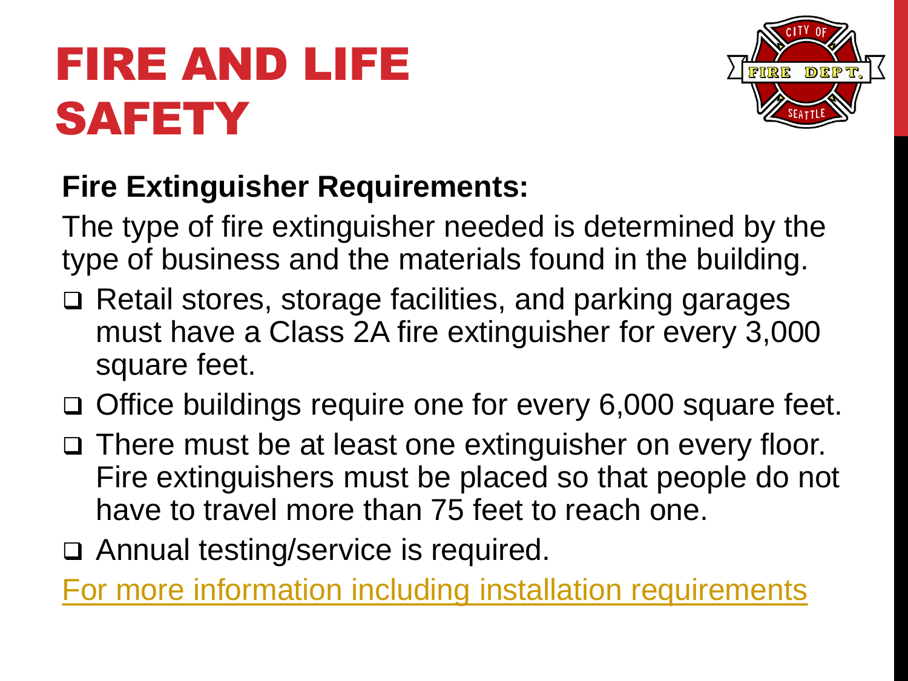# FIRE AND LIFE SAFETY

**Fire Extinguisher Requirements:**

The type of fire extinguisher needed is determined by the type of business and the materials found in the building.

- Retail stores, storage facilities, and parking garages must have a Class 2A fire extinguisher for every 3,000 square feet.
- Office buildings require one for every 6,000 square feet.
- There must be at least one extinguisher on every floor. Fire extinguishers must be placed so that people do not have to travel more than 75 feet to reach one.
- Annual testing/service is required.

For more information including installation requirements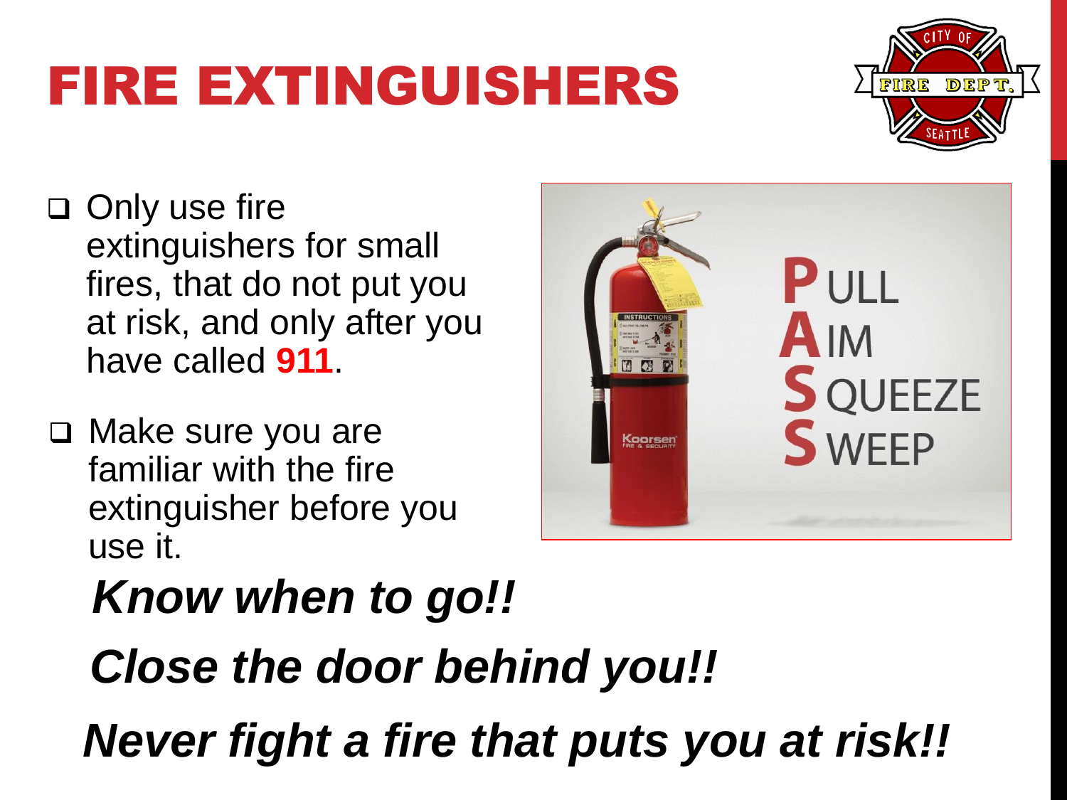# FIRE EXTINGUISHERS

- Only use fire extinguishers for small fires, that do not put you at risk, and only after you have called **911**.
- Make sure you are familiar with the fire extinguisher before you use it.

**P**ULL
**A**IM
**S**QUEEZE
**S**WEEP

***Know when to go!!***

***Close the door behind you!!***

***Never fight a fire that puts you at risk!!***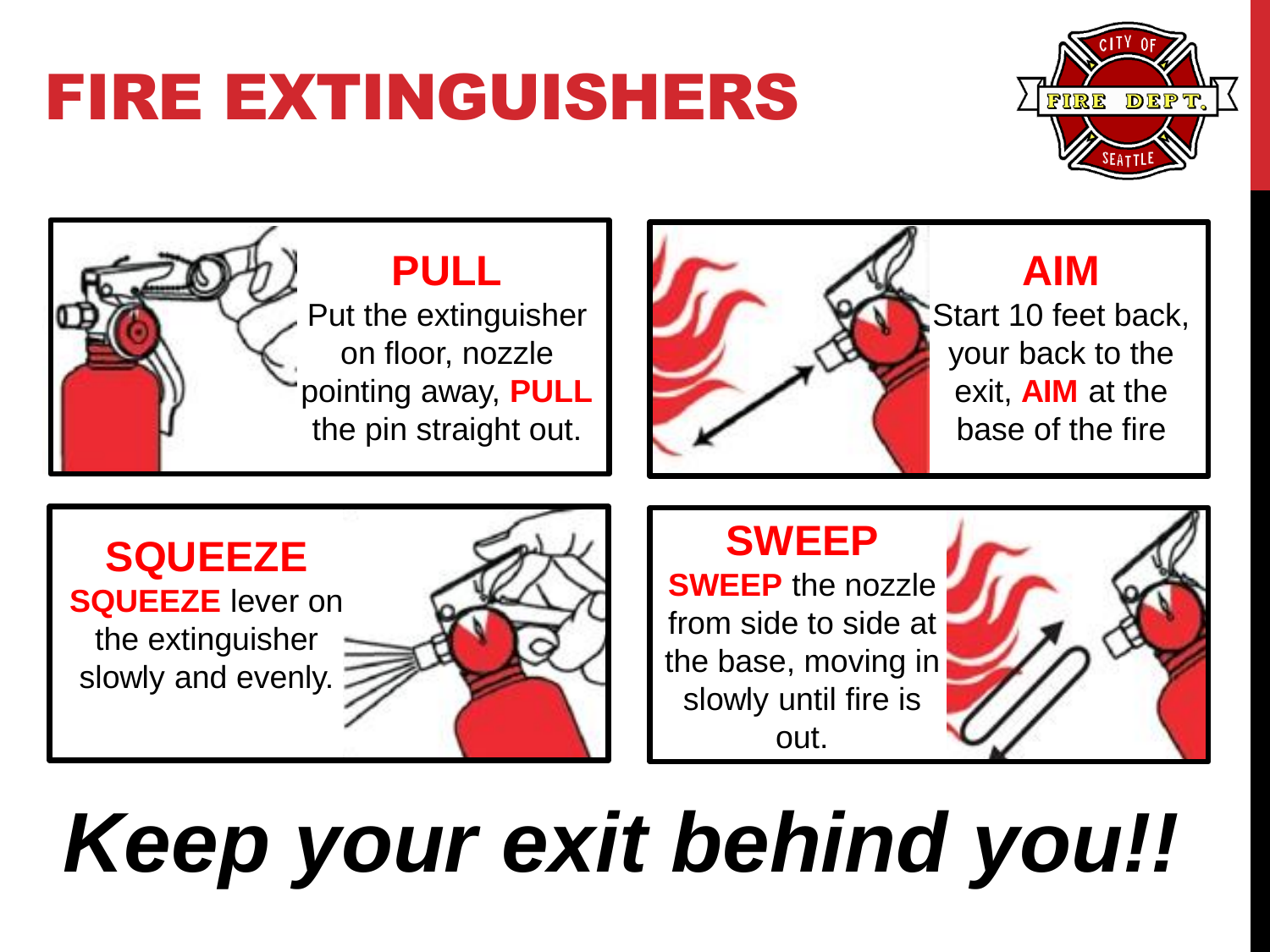# FIRE EXTINGUISHERS

CITY OF FIRE DEPT. SEATTLE

## PULL

Put the extinguisher on floor, nozzle pointing away, **PULL** the pin straight out.

## AIM

Start 10 feet back, your back to the exit, **AIM** at the base of the fire

## SQUEEZE

**SQUEEZE** lever on the extinguisher slowly and evenly.

## SWEEP

**SWEEP** the nozzle from side to side at the base, moving in slowly until fire is out.

***Keep your exit behind you!!***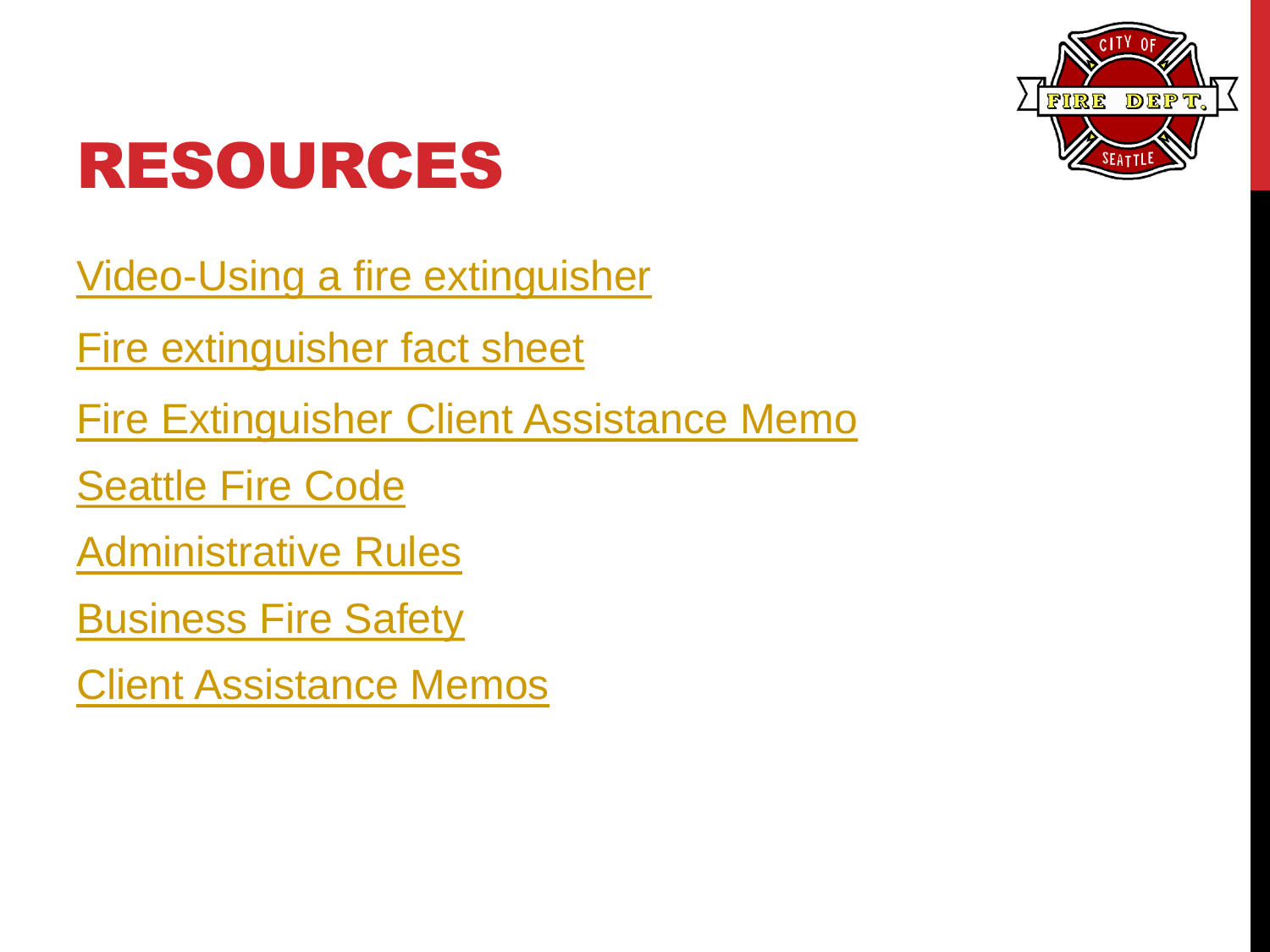# RESOURCES

Video-Using a fire extinguisher

Fire extinguisher fact sheet

Fire Extinguisher Client Assistance Memo

Seattle Fire Code

Administrative Rules

Business Fire Safety

Client Assistance Memos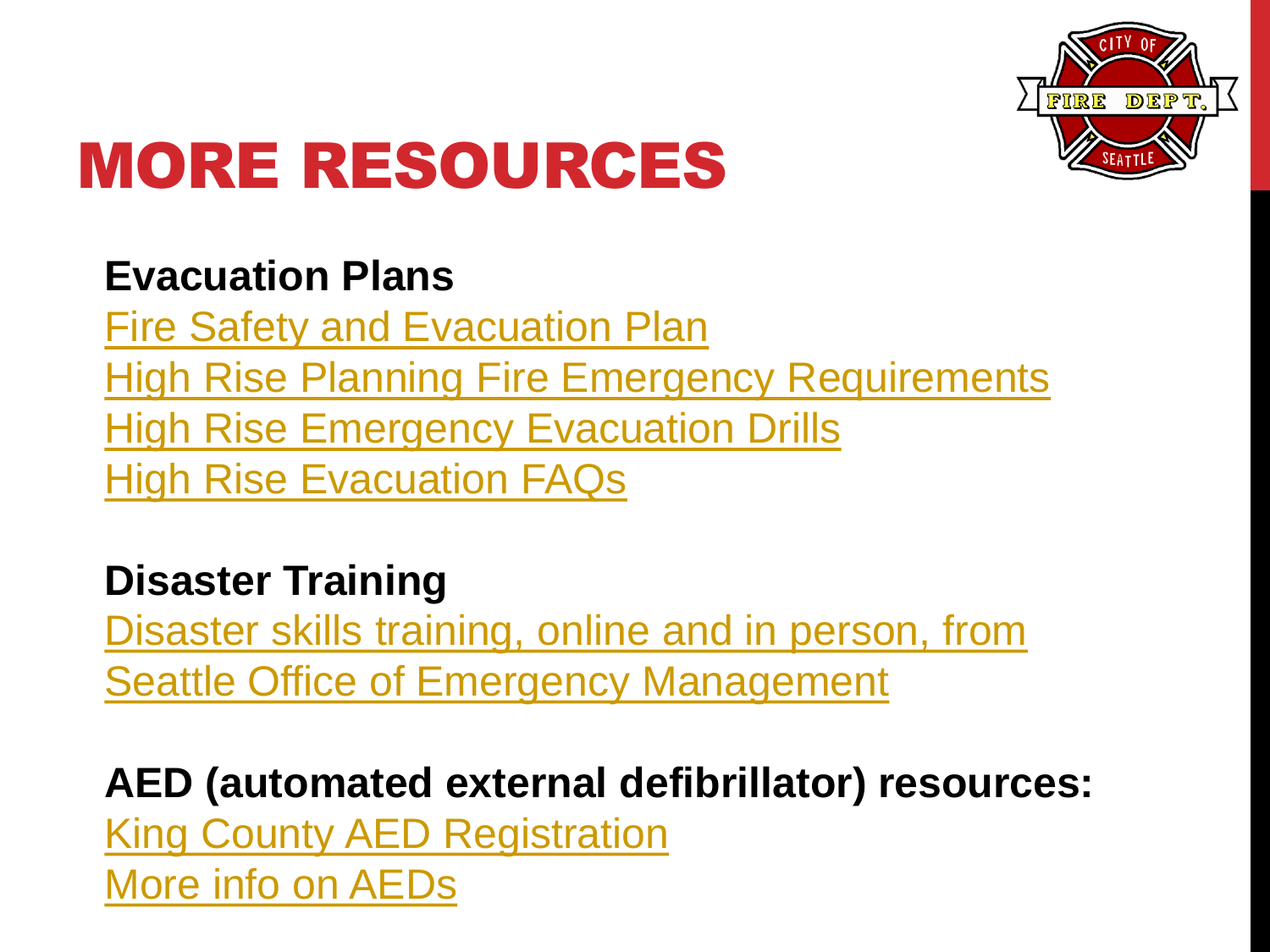# MORE RESOURCES

**Evacuation Plans**

Fire Safety and Evacuation Plan
High Rise Planning Fire Emergency Requirements
High Rise Emergency Evacuation Drills
High Rise Evacuation FAQs

**Disaster Training**

Disaster skills training, online and in person, from Seattle Office of Emergency Management

**AED (automated external defibrillator) resources:**

King County AED Registration
More info on AEDs